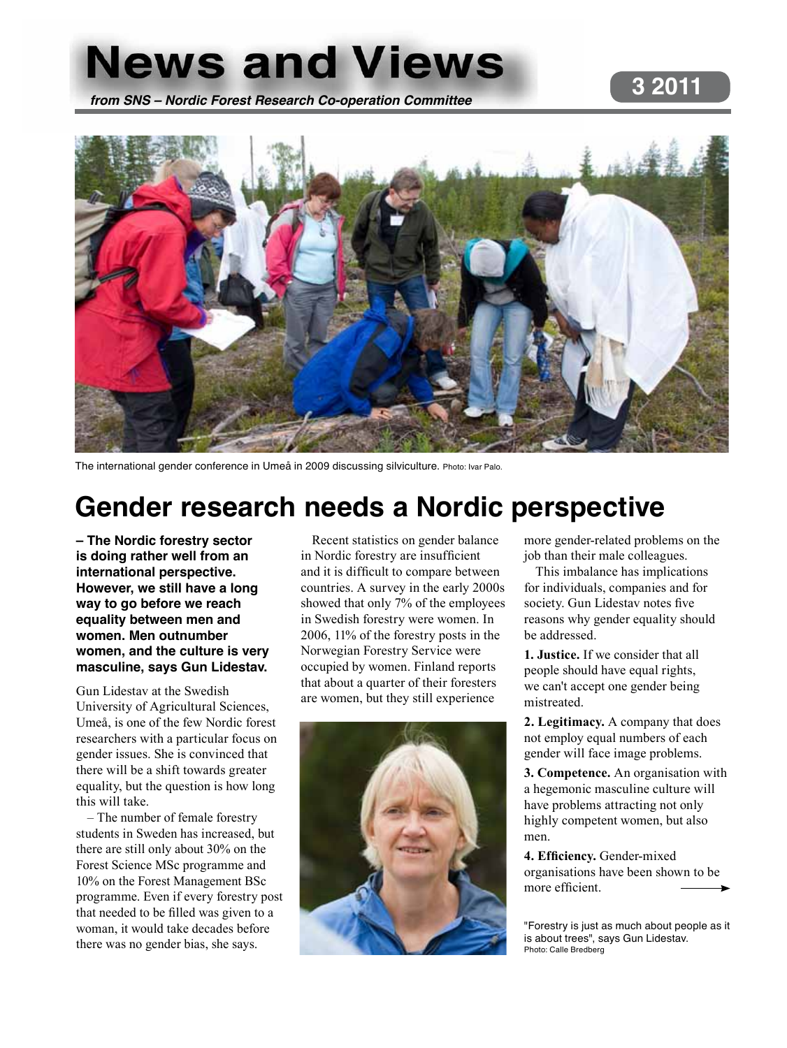# News and Views

*from SNS – Nordic Forest Research Co-operation Committee*

3 2011

The international gender conference in Umeå in 2009 discussing silviculture. Photo: Ivar Palo.

## Gender research needs a Nordic perspective

**– The Nordic forestry sector is doing rather well from an international perspective. However, we still have a long way to go before we reach equality between men and women. Men outnumber women, and the culture is very masculine, says Gun Lidestav.**

Gun Lidestav at the Swedish University of Agricultural Sciences, Umeå, is one of the few Nordic forest researchers with a particular focus on gender issues. She is convinced that there will be a shift towards greater equality, but the question is how long this will take.

– The number of female forestry students in Sweden has increased, but there are still only about 30% on the Forest Science MSc programme and 10% on the Forest Management BSc programme. Even if every forestry post that needed to be filled was given to a woman, it would take decades before there was no gender bias, she says.

Recent statistics on gender balance in Nordic forestry are insufficient and it is difficult to compare between countries. A survey in the early 2000s showed that only 7% of the employees in Swedish forestry were women. In 2006, 11% of the forestry posts in the Norwegian Forestry Service were occupied by women. Finland reports that about a quarter of their foresters are women, but they still experience more gender-related problems on the job than their male colleagues.

This imbalance has implications for individuals, companies and for society. Gun Lidestav notes five reasons why gender equality should be addressed.

**1. Justice.** If we consider that all people should have equal rights, we can't accept one gender being mistreated.

**2. Legitimacy.** A company that does not employ equal numbers of each gender will face image problems.

**3. Competence.** An organisation with a hegemonic masculine culture will have problems attracting not only highly competent women, but also men.

**4. Efficiency.** Gender-mixed organisations have been shown to be more efficient.

"Forestry is just as much about people as it is about trees", says Gun Lidestav. Photo: Calle Bredberg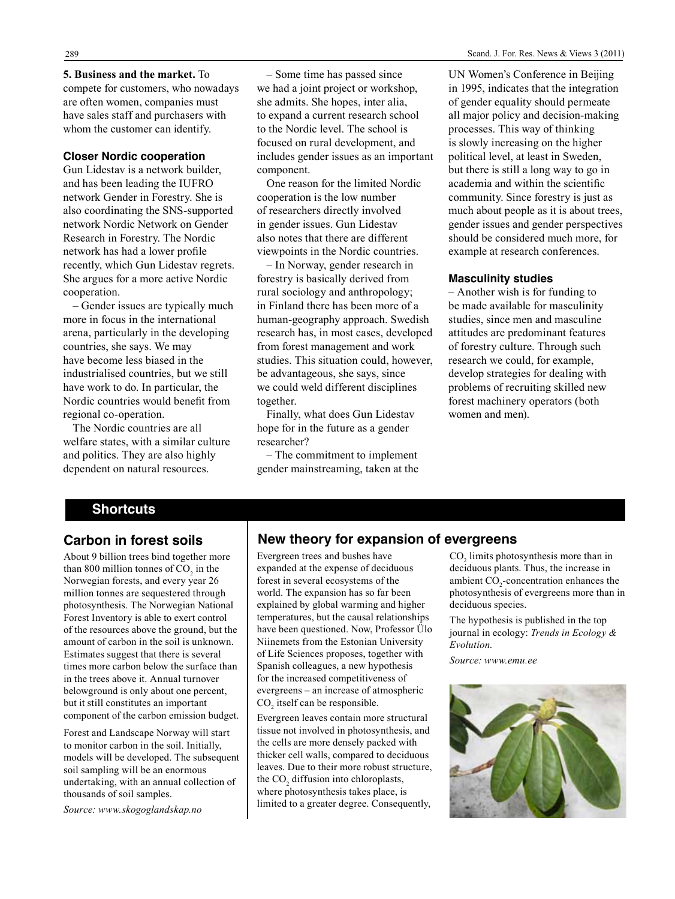**5. Business and the market.** To compete for customers, who nowadays are often women, companies must have sales staff and purchasers with whom the customer can identify.

### Closer Nordic cooperation

Gun Lidestav is a network builder, and has been leading the IUFRO network Gender in Forestry. She is also coordinating the SNS-supported network Nordic Network on Gender Research in Forestry. The Nordic network has had a lower profile recently, which Gun Lidestav regrets. She argues for a more active Nordic cooperation.

– Gender issues are typically much more in focus in the international arena, particularly in the developing countries, she says. We may have become less biased in the industrialised countries, but we still have work to do. In particular, the Nordic countries would benefit from regional co-operation.

The Nordic countries are all welfare states, with a similar culture and politics. They are also highly dependent on natural resources.

– Some time has passed since we had a joint project or workshop, she admits. She hopes, inter alia, to expand a current research school to the Nordic level. The school is focused on rural development, and includes gender issues as an important component.

One reason for the limited Nordic cooperation is the low number of researchers directly involved in gender issues. Gun Lidestav also notes that there are different viewpoints in the Nordic countries.

– In Norway, gender research in forestry is basically derived from rural sociology and anthropology; in Finland there has been more of a human-geography approach. Swedish research has, in most cases, developed from forest management and work studies. This situation could, however, be advantageous, she says, since we could weld different disciplines together.

Finally, what does Gun Lidestav hope for in the future as a gender researcher?

– The commitment to implement gender mainstreaming, taken at the UN Women's Conference in Beijing in 1995, indicates that the integration of gender equality should permeate all major policy and decision-making processes. This way of thinking is slowly increasing on the higher political level, at least in Sweden, but there is still a long way to go in academia and within the scientific community. Since forestry is just as much about people as it is about trees, gender issues and gender perspectives should be considered much more, for example at research conferences.

### Masculinity studies

– Another wish is for funding to be made available for masculinity studies, since men and masculine attitudes are predominant features of forestry culture. Through such research we could, for example, develop strategies for dealing with problems of recruiting skilled new forest machinery operators (both women and men).

## Shortcuts

### Carbon in forest soils

About 9 billion trees bind together more than 800 million tonnes of $CO_2$ in the Norwegian forests, and every year 26 million tonnes are sequestered through photosynthesis. The Norwegian National Forest Inventory is able to exert control of the resources above the ground, but the amount of carbon in the soil is unknown. Estimates suggest that there is several times more carbon below the surface than in the trees above it. Annual turnover belowground is only about one percent, but it still constitutes an important component of the carbon emission budget.

Forest and Landscape Norway will start to monitor carbon in the soil. Initially, models will be developed. The subsequent soil sampling will be an enormous undertaking, with an annual collection of thousands of soil samples.

*Source: www.skogoglandskap.no*

### New theory for expansion of evergreens

Evergreen trees and bushes have expanded at the expense of deciduous forest in several ecosystems of the world. The expansion has so far been explained by global warming and higher temperatures, but the causal relationships have been questioned. Now, Professor Ülo Niinemets from the Estonian University of Life Sciences proposes, together with Spanish colleagues, a new hypothesis for the increased competitiveness of evergreens – an increase of atmospheric $CO_2$ itself can be responsible.

Evergreen leaves contain more structural tissue not involved in photosynthesis, and the cells are more densely packed with thicker cell walls, compared to deciduous leaves. Due to their more robust structure, the $CO_2$ diffusion into chloroplasts, where photosynthesis takes place, is limited to a greater degree. Consequently, $CO_2$ limits photosynthesis more than in deciduous plants. Thus, the increase in ambient $CO_2$-concentration enhances the photosynthesis of evergreens more than in deciduous species.

The hypothesis is published in the top journal in ecology: *Trends in Ecology & Evolution.*

*Source: www.emu.ee*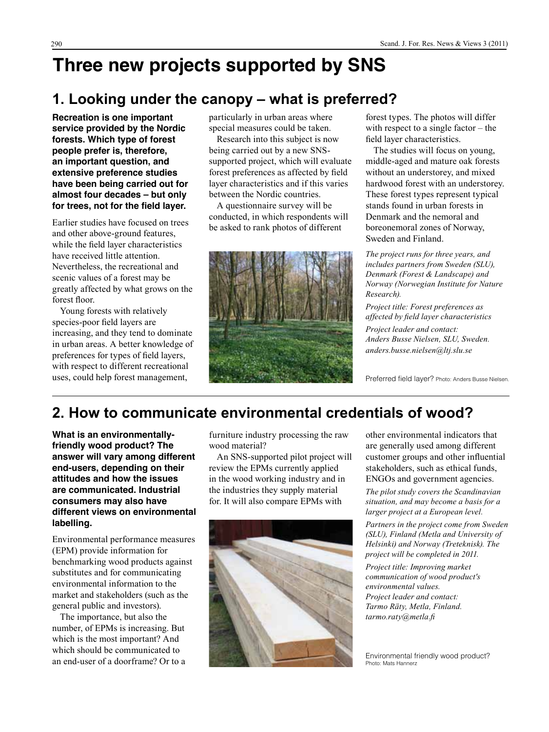# Three new projects supported by SNS

## 1. Looking under the canopy – what is preferred?

**Recreation is one important service provided by the Nordic forests. Which type of forest people prefer is, therefore, an important question, and extensive preference studies have been being carried out for almost four decades – but only for trees, not for the field layer.**

Earlier studies have focused on trees and other above-ground features, while the field layer characteristics have received little attention. Nevertheless, the recreational and scenic values of a forest may be greatly affected by what grows on the forest floor.

Young forests with relatively species-poor field layers are increasing, and they tend to dominate in urban areas. A better knowledge of preferences for types of field layers, with respect to different recreational uses, could help forest management, particularly in urban areas where special measures could be taken.

Research into this subject is now being carried out by a new SNS-supported project, which will evaluate forest preferences as affected by field layer characteristics and if this varies between the Nordic countries.

A questionnaire survey will be conducted, in which respondents will be asked to rank photos of different forest types. The photos will differ with respect to a single factor – the field layer characteristics.

The studies will focus on young, middle-aged and mature oak forests without an understorey, and mixed hardwood forest with an understorey. These forest types represent typical stands found in urban forests in Denmark and the nemoral and boreonemoral zones of Norway, Sweden and Finland.

*The project runs for three years, and includes partners from Sweden (SLU), Denmark (Forest & Landscape) and Norway (Norwegian Institute for Nature Research).*

*Project title: Forest preferences as affected by field layer characteristics*

*Project leader and contact:*
*Anders Busse Nielsen, SLU, Sweden.*
*anders.busse.nielsen@ltj.slu.se*

Preferred field layer? Photo: Anders Busse Nielsen.

## 2. How to communicate environmental credentials of wood?

**What is an environmentally-friendly wood product? The answer will vary among different end-users, depending on their attitudes and how the issues are communicated. Industrial consumers may also have different views on environmental labelling.**

Environmental performance measures (EPM) provide information for benchmarking wood products against substitutes and for communicating environmental information to the market and stakeholders (such as the general public and investors).

The importance, but also the number, of EPMs is increasing. But which is the most important? And which should be communicated to an end-user of a doorframe? Or to a furniture industry processing the raw wood material?

An SNS-supported pilot project will review the EPMs currently applied in the wood working industry and in the industries they supply material for. It will also compare EPMs with other environmental indicators that are generally used among different customer groups and other influential stakeholders, such as ethical funds, ENGOs and government agencies.

*The pilot study covers the Scandinavian situation, and may become a basis for a larger project at a European level.*

*Partners in the project come from Sweden (SLU), Finland (Metla and University of Helsinki) and Norway (Treteknisk). The project will be completed in 2011.*

*Project title: Improving market communication of wood product's environmental values.*
*Project leader and contact:*
*Tarmo Räty, Metla, Finland.*
*tarmo.raty@metla.fi*

Environmental friendly wood product? Photo: Mats Hannerz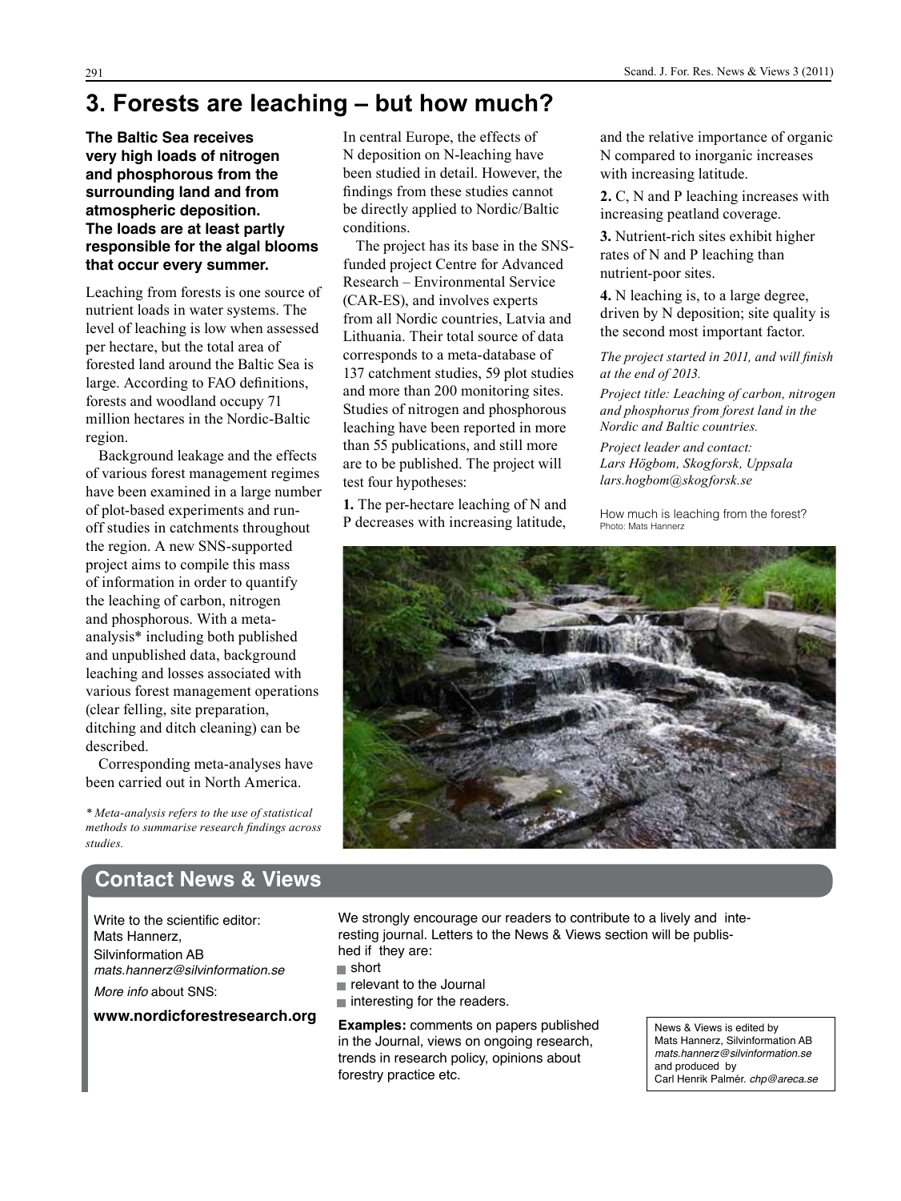# 3. Forests are leaching – but how much?

**The Baltic Sea receives very high loads of nitrogen and phosphorous from the surrounding land and from atmospheric deposition. The loads are at least partly responsible for the algal blooms that occur every summer.**

Leaching from forests is one source of nutrient loads in water systems. The level of leaching is low when assessed per hectare, but the total area of forested land around the Baltic Sea is large. According to FAO definitions, forests and woodland occupy 71 million hectares in the Nordic-Baltic region.

Background leakage and the effects of various forest management regimes have been examined in a large number of plot-based experiments and run-off studies in catchments throughout the region. A new SNS-supported project aims to compile this mass of information in order to quantify the leaching of carbon, nitrogen and phosphorous. With a meta-analysis* including both published and unpublished data, background leaching and losses associated with various forest management operations (clear felling, site preparation, ditching and ditch cleaning) can be described.

Corresponding meta-analyses have been carried out in North America.

*\* Meta-analysis refers to the use of statistical methods to summarise research findings across studies.*

In central Europe, the effects of N deposition on N-leaching have been studied in detail. However, the findings from these studies cannot be directly applied to Nordic/Baltic conditions.

The project has its base in the SNS-funded project Centre for Advanced Research – Environmental Service (CAR-ES), and involves experts from all Nordic countries, Latvia and Lithuania. Their total source of data corresponds to a meta-database of 137 catchment studies, 59 plot studies and more than 200 monitoring sites. Studies of nitrogen and phosphorous leaching have been reported in more than 55 publications, and still more are to be published. The project will test four hypotheses:

**1.** The per-hectare leaching of N and P decreases with increasing latitude, and the relative importance of organic N compared to inorganic increases with increasing latitude.

**2.** C, N and P leaching increases with increasing peatland coverage.

**3.** Nutrient-rich sites exhibit higher rates of N and P leaching than nutrient-poor sites.

**4.** N leaching is, to a large degree, driven by N deposition; site quality is the second most important factor.

*The project started in 2011, and will finish at the end of 2013.*

*Project title: Leaching of carbon, nitrogen and phosphorus from forest land in the Nordic and Baltic countries.*

*Project leader and contact:*
*Lars Högbom, Skogforsk, Uppsala*
*lars.hogbom@skogforsk.se*

How much is leaching from the forest?
Photo: Mats Hannerz

## Contact News & Views

Write to the scientific editor:
Mats Hannerz,
Silvinformation AB
*mats.hannerz@silvinformation.se*

*More info* about SNS:

**www.nordicforestresearch.org**

We strongly encourage our readers to contribute to a lively and interesting journal. Letters to the News & Views section will be published if they are:

- short
- relevant to the Journal
- interesting for the readers.

**Examples:** comments on papers published in the Journal, views on ongoing research, trends in research policy, opinions about forestry practice etc.

News & Views is edited by Mats Hannerz, Silvinformation AB *mats.hannerz@silvinformation.se* and produced by Carl Henrik Palmér. *chp@areca.se*